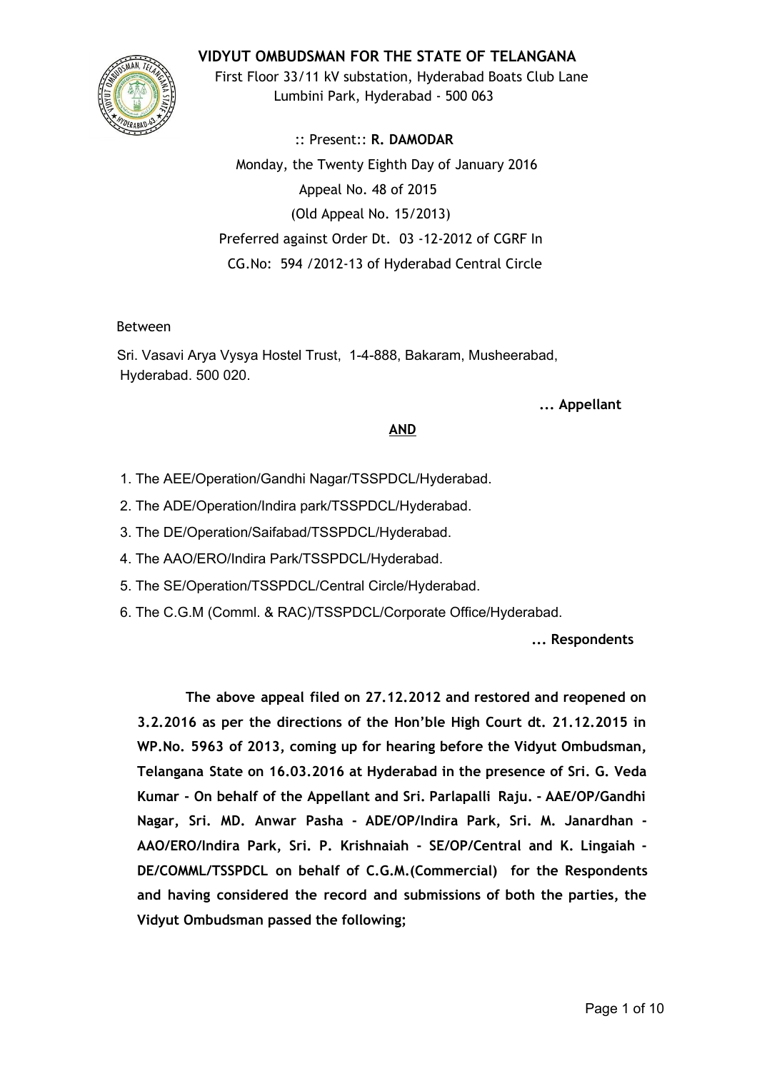# VIDYUT OMBUDSMAN FOR THE STATE OF TELANGANA

First Floor 33/11 kV substation, Hyderabad Boats Club Lane
Lumbini Park, Hyderabad - 500 063

:: Present:: **R. DAMODAR**

Monday, the Twenty Eighth Day of January 2016

Appeal No. 48 of 2015

(Old Appeal No. 15/2013)

Preferred against Order Dt. 03 -12-2012 of CGRF In
CG.No: 594 /2012-13 of Hyderabad Central Circle

Between

Sri. Vasavi Arya Vysya Hostel Trust, 1-4-888, Bakaram, Musheerabad, Hyderabad. 500 020.

**... Appellant**

**AND**

1. The AEE/Operation/Gandhi Nagar/TSSPDCL/Hyderabad.
2. The ADE/Operation/Indira park/TSSPDCL/Hyderabad.
3. The DE/Operation/Saifabad/TSSPDCL/Hyderabad.
4. The AAO/ERO/Indira Park/TSSPDCL/Hyderabad.
5. The SE/Operation/TSSPDCL/Central Circle/Hyderabad.
6. The C.G.M (Comml. & RAC)/TSSPDCL/Corporate Office/Hyderabad.

**... Respondents**

**The above appeal filed on 27.12.2012 and restored and reopened on 3.2.2016 as per the directions of the Hon'ble High Court dt. 21.12.2015 in WP.No. 5963 of 2013, coming up for hearing before the Vidyut Ombudsman, Telangana State on 16.03.2016 at Hyderabad in the presence of Sri. G. Veda Kumar - On behalf of the Appellant and Sri. Parlapalli Raju. - AAE/OP/Gandhi Nagar, Sri. MD. Anwar Pasha - ADE/OP/Indira Park, Sri. M. Janardhan - AAO/ERO/Indira Park, Sri. P. Krishnaiah - SE/OP/Central and K. Lingaiah - DE/COMML/TSSPDCL on behalf of C.G.M.(Commercial) for the Respondents and having considered the record and submissions of both the parties, the Vidyut Ombudsman passed the following;**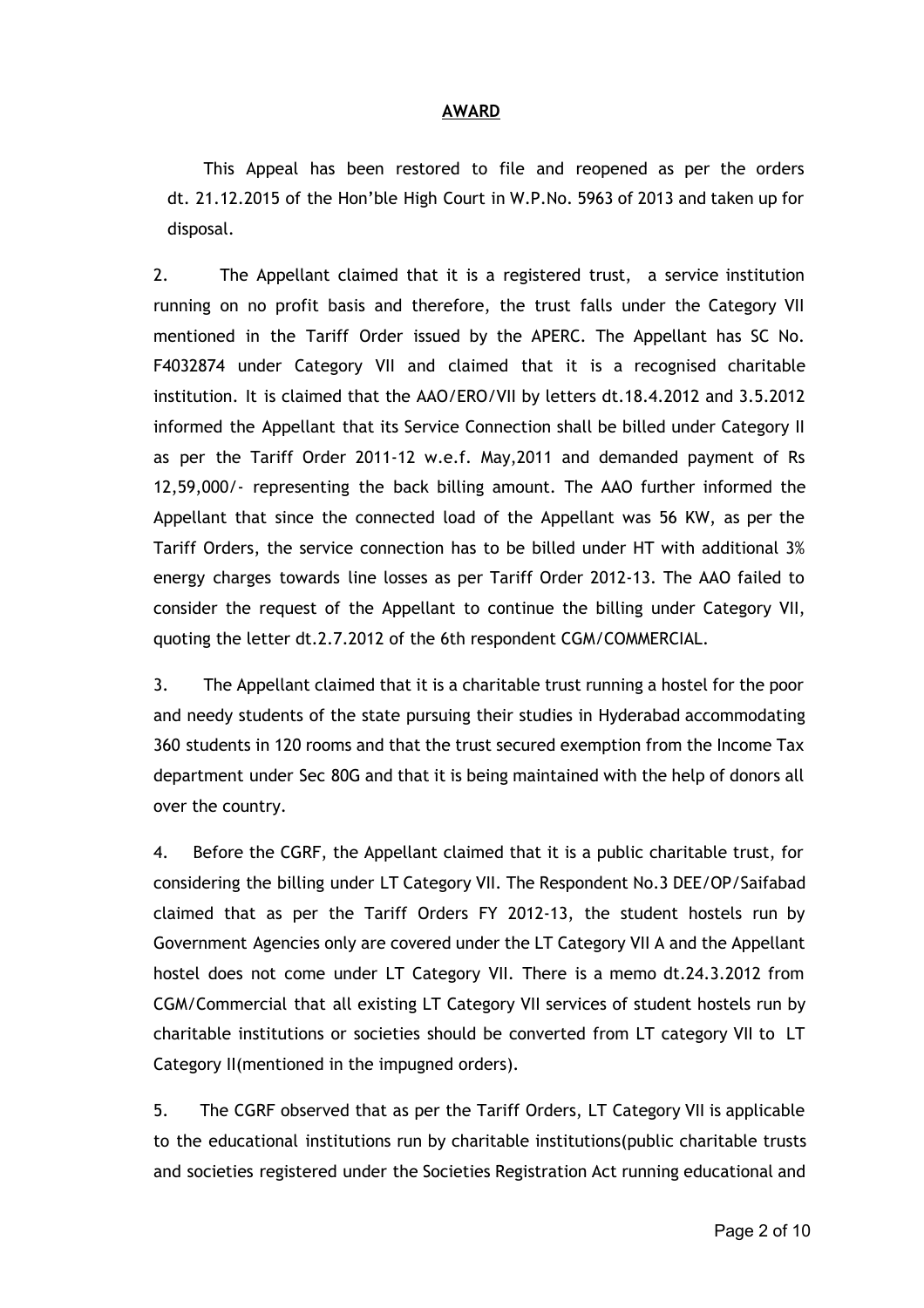## AWARD

This Appeal has been restored to file and reopened as per the orders dt. 21.12.2015 of the Hon'ble High Court in W.P.No. 5963 of 2013 and taken up for disposal.

2. The Appellant claimed that it is a registered trust, a service institution running on no profit basis and therefore, the trust falls under the Category VII mentioned in the Tariff Order issued by the APERC. The Appellant has SC No. F4032874 under Category VII and claimed that it is a recognised charitable institution. It is claimed that the AAO/ERO/VII by letters dt.18.4.2012 and 3.5.2012 informed the Appellant that its Service Connection shall be billed under Category II as per the Tariff Order 2011-12 w.e.f. May,2011 and demanded payment of Rs 12,59,000/- representing the back billing amount. The AAO further informed the Appellant that since the connected load of the Appellant was 56 KW, as per the Tariff Orders, the service connection has to be billed under HT with additional 3% energy charges towards line losses as per Tariff Order 2012-13. The AAO failed to consider the request of the Appellant to continue the billing under Category VII, quoting the letter dt.2.7.2012 of the 6th respondent CGM/COMMERCIAL.

3. The Appellant claimed that it is a charitable trust running a hostel for the poor and needy students of the state pursuing their studies in Hyderabad accommodating 360 students in 120 rooms and that the trust secured exemption from the Income Tax department under Sec 80G and that it is being maintained with the help of donors all over the country.

4. Before the CGRF, the Appellant claimed that it is a public charitable trust, for considering the billing under LT Category VII. The Respondent No.3 DEE/OP/Saifabad claimed that as per the Tariff Orders FY 2012-13, the student hostels run by Government Agencies only are covered under the LT Category VII A and the Appellant hostel does not come under LT Category VII. There is a memo dt.24.3.2012 from CGM/Commercial that all existing LT Category VII services of student hostels run by charitable institutions or societies should be converted from LT category VII to LT Category II(mentioned in the impugned orders).

5. The CGRF observed that as per the Tariff Orders, LT Category VII is applicable to the educational institutions run by charitable institutions(public charitable trusts and societies registered under the Societies Registration Act running educational and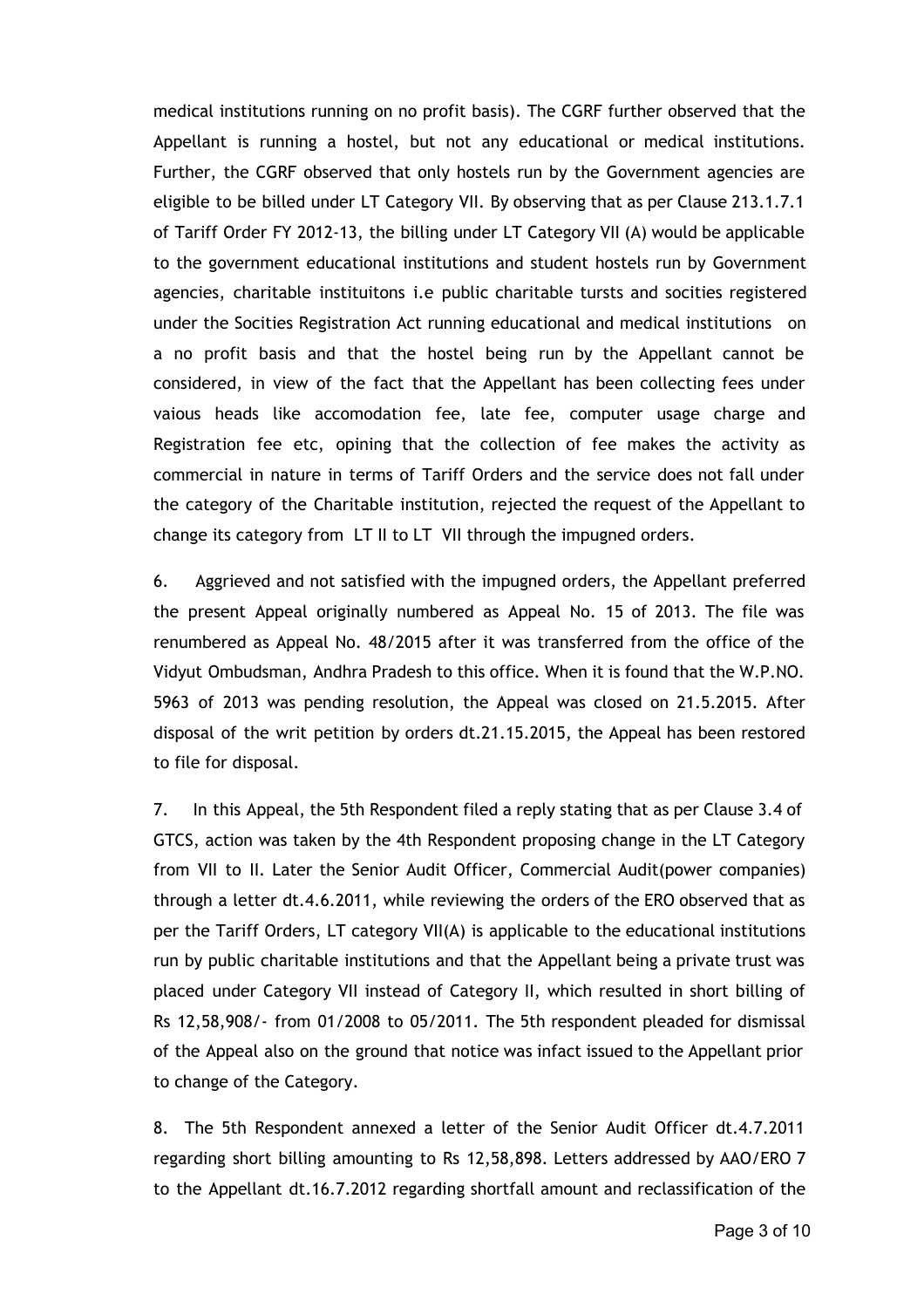medical institutions running on no profit basis). The CGRF further observed that the Appellant is running a hostel, but not any educational or medical institutions. Further, the CGRF observed that only hostels run by the Government agencies are eligible to be billed under LT Category VII. By observing that as per Clause 213.1.7.1 of Tariff Order FY 2012-13, the billing under LT Category VII (A) would be applicable to the government educational institutions and student hostels run by Government agencies, charitable instituitons i.e public charitable tursts and socities registered under the Socities Registration Act running educational and medical institutions on a no profit basis and that the hostel being run by the Appellant cannot be considered, in view of the fact that the Appellant has been collecting fees under vaious heads like accomodation fee, late fee, computer usage charge and Registration fee etc, opining that the collection of fee makes the activity as commercial in nature in terms of Tariff Orders and the service does not fall under the category of the Charitable institution, rejected the request of the Appellant to change its category from LT II to LT VII through the impugned orders.

6. Aggrieved and not satisfied with the impugned orders, the Appellant preferred the present Appeal originally numbered as Appeal No. 15 of 2013. The file was renumbered as Appeal No. 48/2015 after it was transferred from the office of the Vidyut Ombudsman, Andhra Pradesh to this office. When it is found that the W.P.NO. 5963 of 2013 was pending resolution, the Appeal was closed on 21.5.2015. After disposal of the writ petition by orders dt.21.15.2015, the Appeal has been restored to file for disposal.

7. In this Appeal, the 5th Respondent filed a reply stating that as per Clause 3.4 of GTCS, action was taken by the 4th Respondent proposing change in the LT Category from VII to II. Later the Senior Audit Officer, Commercial Audit(power companies) through a letter dt.4.6.2011, while reviewing the orders of the ERO observed that as per the Tariff Orders, LT category VII(A) is applicable to the educational institutions run by public charitable institutions and that the Appellant being a private trust was placed under Category VII instead of Category II, which resulted in short billing of Rs 12,58,908/- from 01/2008 to 05/2011. The 5th respondent pleaded for dismissal of the Appeal also on the ground that notice was infact issued to the Appellant prior to change of the Category.

8. The 5th Respondent annexed a letter of the Senior Audit Officer dt.4.7.2011 regarding short billing amounting to Rs 12,58,898. Letters addressed by AAO/ERO 7 to the Appellant dt.16.7.2012 regarding shortfall amount and reclassification of the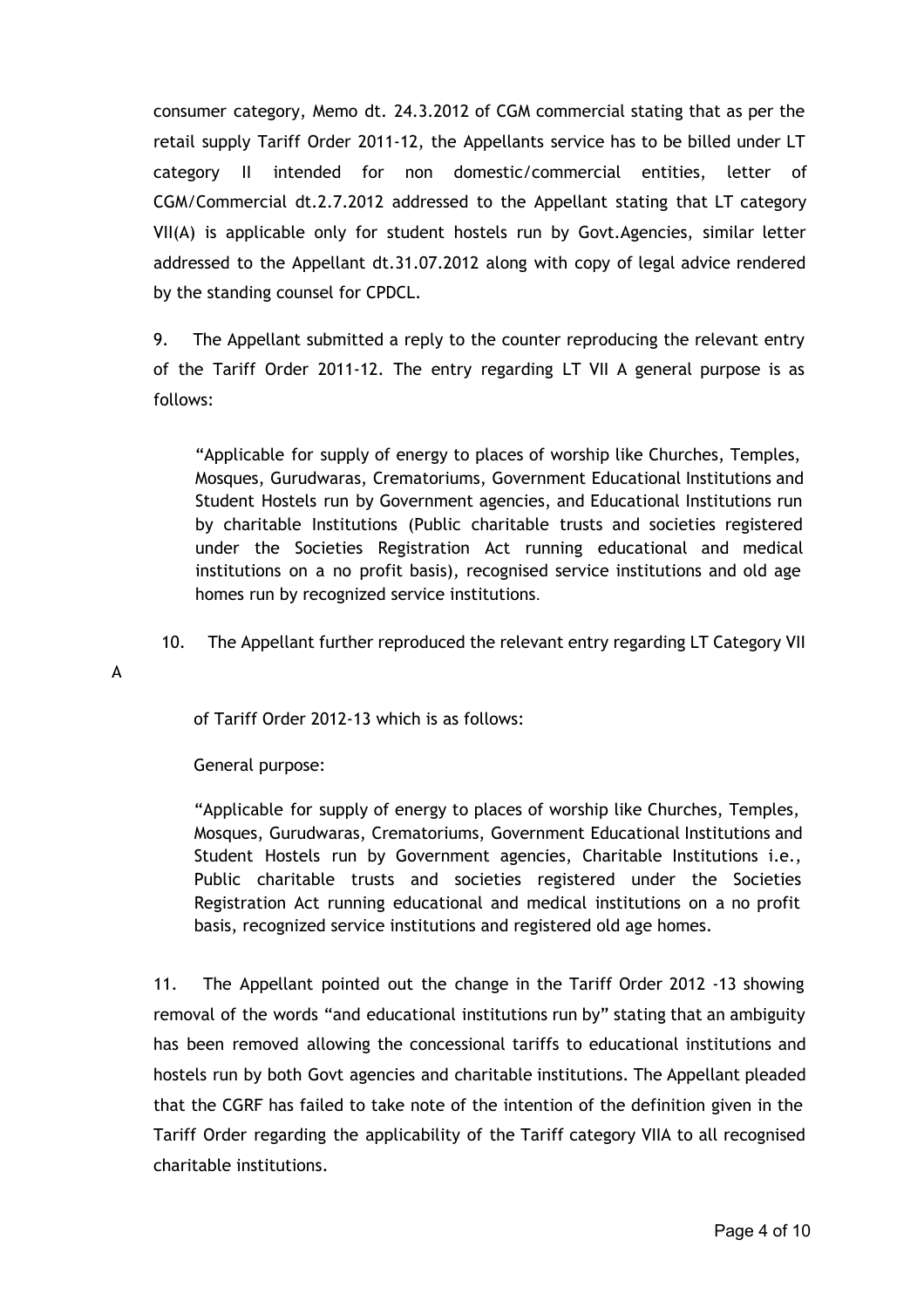consumer category, Memo dt. 24.3.2012 of CGM commercial stating that as per the retail supply Tariff Order 2011-12, the Appellants service has to be billed under LT category II intended for non domestic/commercial entities, letter of CGM/Commercial dt.2.7.2012 addressed to the Appellant stating that LT category VII(A) is applicable only for student hostels run by Govt.Agencies, similar letter addressed to the Appellant dt.31.07.2012 along with copy of legal advice rendered by the standing counsel for CPDCL.

9. The Appellant submitted a reply to the counter reproducing the relevant entry of the Tariff Order 2011-12. The entry regarding LT VII A general purpose is as follows:

> "Applicable for supply of energy to places of worship like Churches, Temples, Mosques, Gurudwaras, Crematoriums, Government Educational Institutions and Student Hostels run by Government agencies, and Educational Institutions run by charitable Institutions (Public charitable trusts and societies registered under the Societies Registration Act running educational and medical institutions on a no profit basis), recognised service institutions and old age homes run by recognized service institutions.

10. The Appellant further reproduced the relevant entry regarding LT Category VII A

of Tariff Order 2012-13 which is as follows:

General purpose:

> "Applicable for supply of energy to places of worship like Churches, Temples, Mosques, Gurudwaras, Crematoriums, Government Educational Institutions and Student Hostels run by Government agencies, Charitable Institutions i.e., Public charitable trusts and societies registered under the Societies Registration Act running educational and medical institutions on a no profit basis, recognized service institutions and registered old age homes.

11. The Appellant pointed out the change in the Tariff Order 2012 -13 showing removal of the words "and educational institutions run by" stating that an ambiguity has been removed allowing the concessional tariffs to educational institutions and hostels run by both Govt agencies and charitable institutions. The Appellant pleaded that the CGRF has failed to take note of the intention of the definition given in the Tariff Order regarding the applicability of the Tariff category VIIA to all recognised charitable institutions.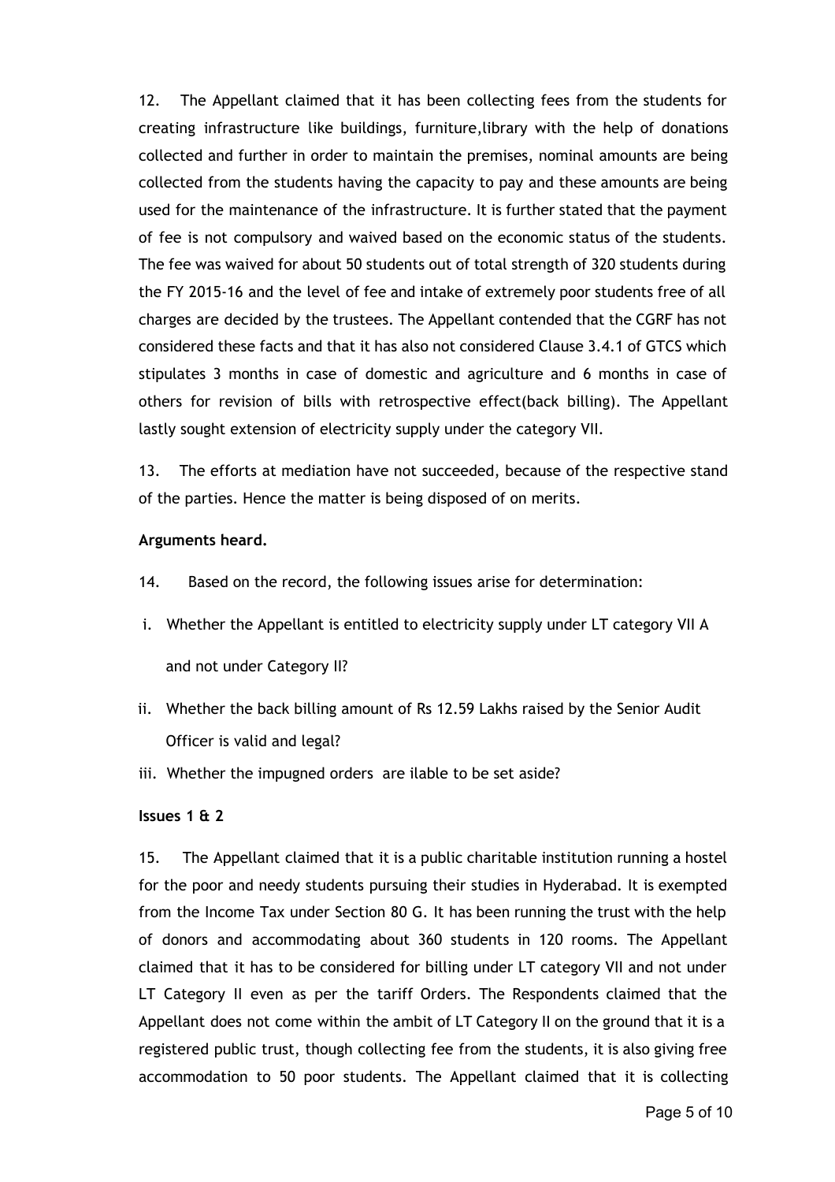12. The Appellant claimed that it has been collecting fees from the students for creating infrastructure like buildings, furniture,library with the help of donations collected and further in order to maintain the premises, nominal amounts are being collected from the students having the capacity to pay and these amounts are being used for the maintenance of the infrastructure. It is further stated that the payment of fee is not compulsory and waived based on the economic status of the students. The fee was waived for about 50 students out of total strength of 320 students during the FY 2015-16 and the level of fee and intake of extremely poor students free of all charges are decided by the trustees. The Appellant contended that the CGRF has not considered these facts and that it has also not considered Clause 3.4.1 of GTCS which stipulates 3 months in case of domestic and agriculture and 6 months in case of others for revision of bills with retrospective effect(back billing). The Appellant lastly sought extension of electricity supply under the category VII.

13. The efforts at mediation have not succeeded, because of the respective stand of the parties. Hence the matter is being disposed of on merits.

**Arguments heard.**

14. Based on the record, the following issues arise for determination:

i. Whether the Appellant is entitled to electricity supply under LT category VII A and not under Category II?

ii. Whether the back billing amount of Rs 12.59 Lakhs raised by the Senior Audit Officer is valid and legal?

iii. Whether the impugned orders are ilable to be set aside?

**Issues 1 & 2**

15. The Appellant claimed that it is a public charitable institution running a hostel for the poor and needy students pursuing their studies in Hyderabad. It is exempted from the Income Tax under Section 80 G. It has been running the trust with the help of donors and accommodating about 360 students in 120 rooms. The Appellant claimed that it has to be considered for billing under LT category VII and not under LT Category II even as per the tariff Orders. The Respondents claimed that the Appellant does not come within the ambit of LT Category II on the ground that it is a registered public trust, though collecting fee from the students, it is also giving free accommodation to 50 poor students. The Appellant claimed that it is collecting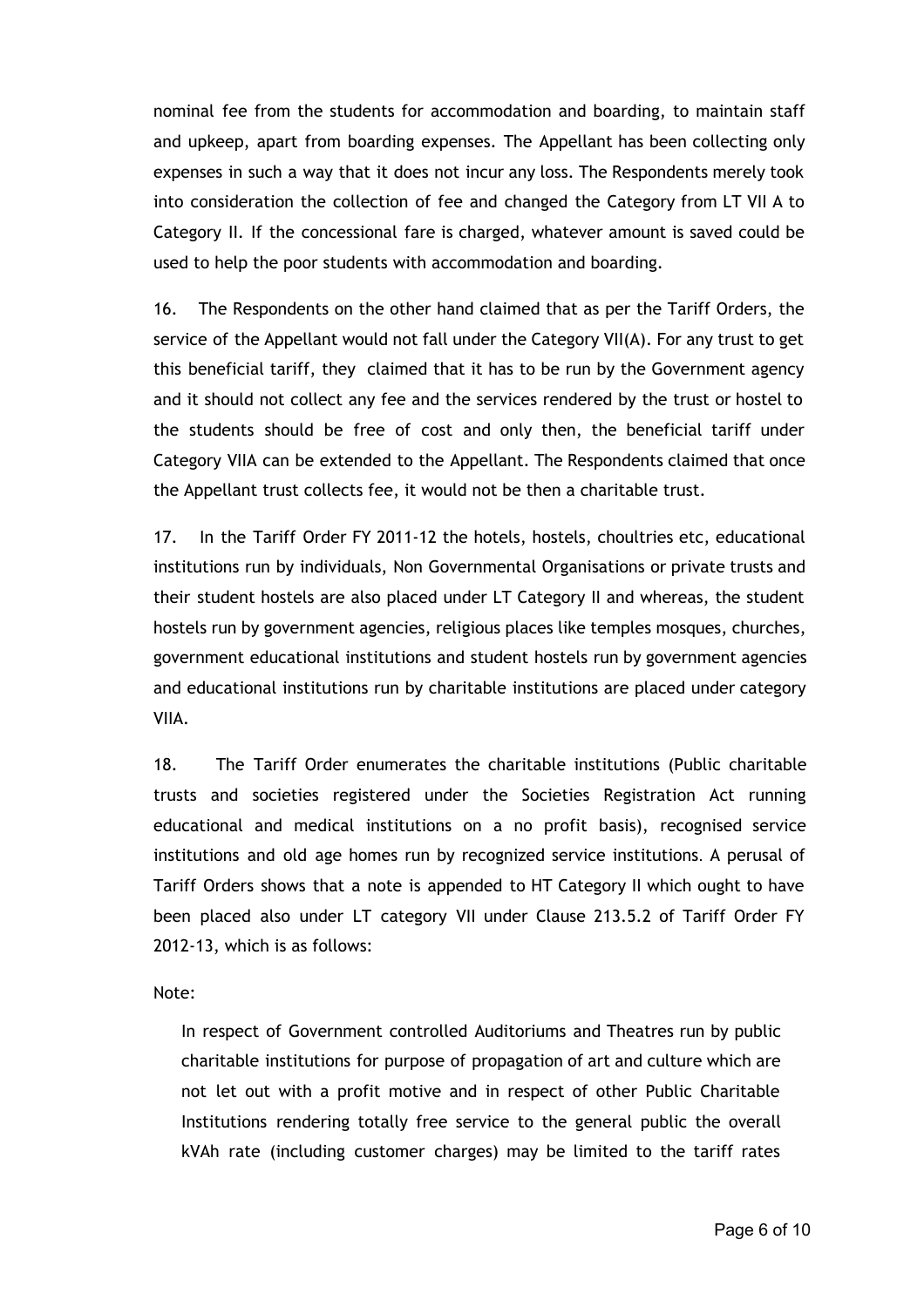nominal fee from the students for accommodation and boarding, to maintain staff and upkeep, apart from boarding expenses. The Appellant has been collecting only expenses in such a way that it does not incur any loss. The Respondents merely took into consideration the collection of fee and changed the Category from LT VII A to Category II. If the concessional fare is charged, whatever amount is saved could be used to help the poor students with accommodation and boarding.

16. The Respondents on the other hand claimed that as per the Tariff Orders, the service of the Appellant would not fall under the Category VII(A). For any trust to get this beneficial tariff, they claimed that it has to be run by the Government agency and it should not collect any fee and the services rendered by the trust or hostel to the students should be free of cost and only then, the beneficial tariff under Category VIIA can be extended to the Appellant. The Respondents claimed that once the Appellant trust collects fee, it would not be then a charitable trust.

17. In the Tariff Order FY 2011-12 the hotels, hostels, choultries etc, educational institutions run by individuals, Non Governmental Organisations or private trusts and their student hostels are also placed under LT Category II and whereas, the student hostels run by government agencies, religious places like temples mosques, churches, government educational institutions and student hostels run by government agencies and educational institutions run by charitable institutions are placed under category VIIA.

18. The Tariff Order enumerates the charitable institutions (Public charitable trusts and societies registered under the Societies Registration Act running educational and medical institutions on a no profit basis), recognised service institutions and old age homes run by recognized service institutions. A perusal of Tariff Orders shows that a note is appended to HT Category II which ought to have been placed also under LT category VII under Clause 213.5.2 of Tariff Order FY 2012-13, which is as follows:

Note:

> In respect of Government controlled Auditoriums and Theatres run by public charitable institutions for purpose of propagation of art and culture which are not let out with a profit motive and in respect of other Public Charitable Institutions rendering totally free service to the general public the overall kVAh rate (including customer charges) may be limited to the tariff rates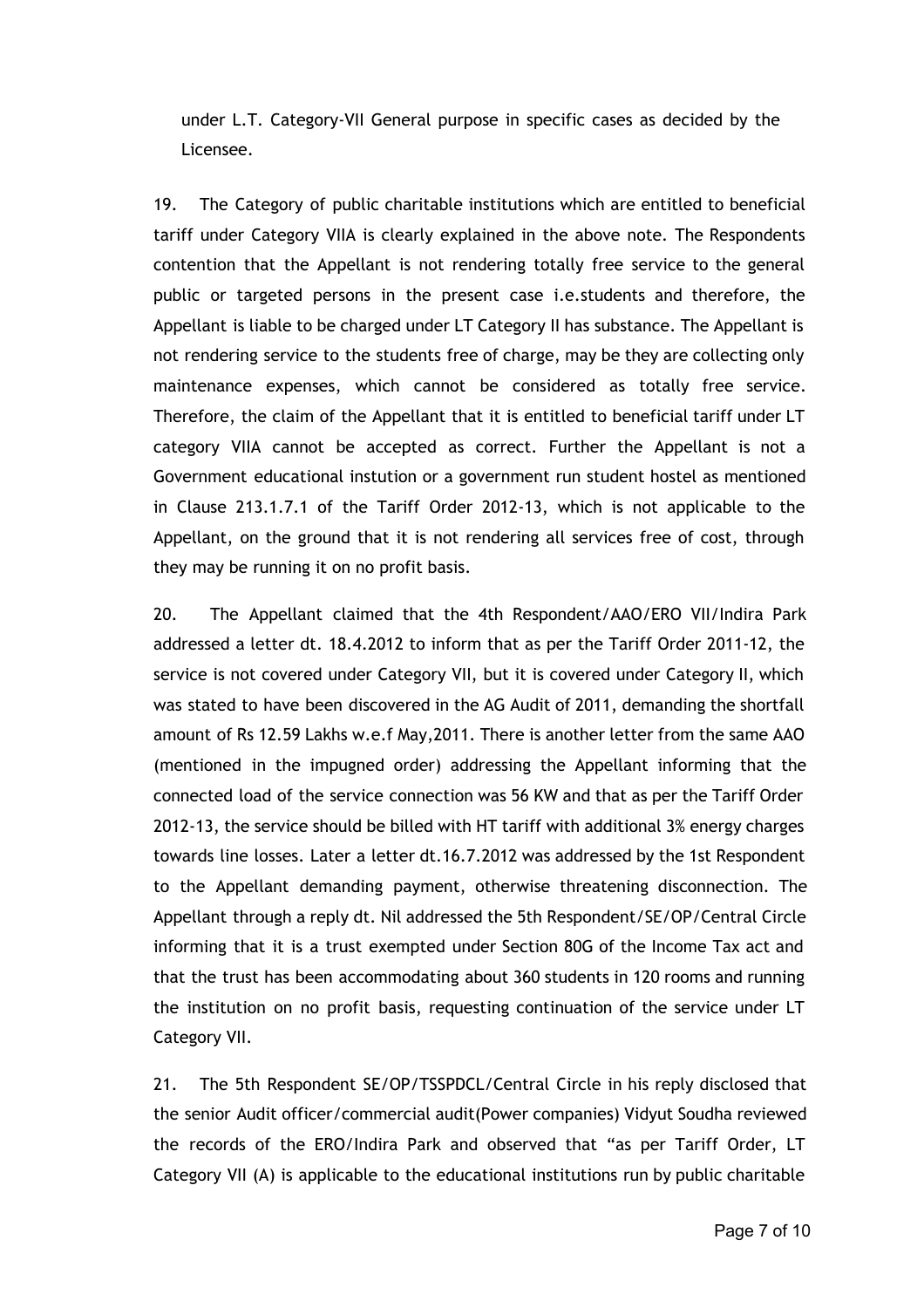under L.T. Category-VII General purpose in specific cases as decided by the Licensee.

19. The Category of public charitable institutions which are entitled to beneficial tariff under Category VIIA is clearly explained in the above note. The Respondents contention that the Appellant is not rendering totally free service to the general public or targeted persons in the present case i.e.students and therefore, the Appellant is liable to be charged under LT Category II has substance. The Appellant is not rendering service to the students free of charge, may be they are collecting only maintenance expenses, which cannot be considered as totally free service. Therefore, the claim of the Appellant that it is entitled to beneficial tariff under LT category VIIA cannot be accepted as correct. Further the Appellant is not a Government educational instution or a government run student hostel as mentioned in Clause 213.1.7.1 of the Tariff Order 2012-13, which is not applicable to the Appellant, on the ground that it is not rendering all services free of cost, through they may be running it on no profit basis.

20. The Appellant claimed that the 4th Respondent/AAO/ERO VII/Indira Park addressed a letter dt. 18.4.2012 to inform that as per the Tariff Order 2011-12, the service is not covered under Category VII, but it is covered under Category II, which was stated to have been discovered in the AG Audit of 2011, demanding the shortfall amount of Rs 12.59 Lakhs w.e.f May,2011. There is another letter from the same AAO (mentioned in the impugned order) addressing the Appellant informing that the connected load of the service connection was 56 KW and that as per the Tariff Order 2012-13, the service should be billed with HT tariff with additional 3% energy charges towards line losses. Later a letter dt.16.7.2012 was addressed by the 1st Respondent to the Appellant demanding payment, otherwise threatening disconnection. The Appellant through a reply dt. Nil addressed the 5th Respondent/SE/OP/Central Circle informing that it is a trust exempted under Section 80G of the Income Tax act and that the trust has been accommodating about 360 students in 120 rooms and running the institution on no profit basis, requesting continuation of the service under LT Category VII.

21. The 5th Respondent SE/OP/TSSPDCL/Central Circle in his reply disclosed that the senior Audit officer/commercial audit(Power companies) Vidyut Soudha reviewed the records of the ERO/Indira Park and observed that "as per Tariff Order, LT Category VII (A) is applicable to the educational institutions run by public charitable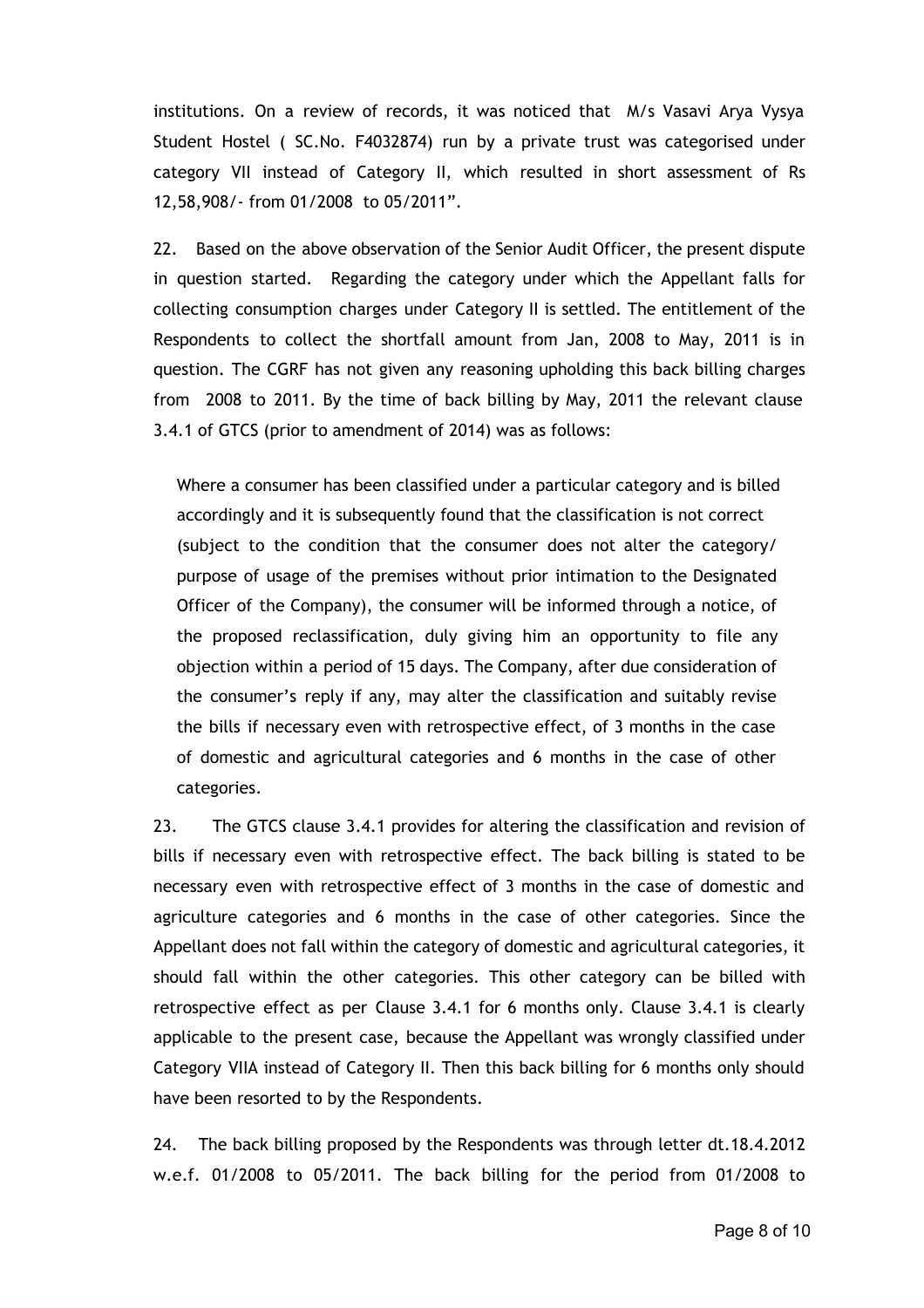institutions. On a review of records, it was noticed that M/s Vasavi Arya Vysya Student Hostel ( SC.No. F4032874) run by a private trust was categorised under category VII instead of Category II, which resulted in short assessment of Rs 12,58,908/- from 01/2008 to 05/2011".

22. Based on the above observation of the Senior Audit Officer, the present dispute in question started. Regarding the category under which the Appellant falls for collecting consumption charges under Category II is settled. The entitlement of the Respondents to collect the shortfall amount from Jan, 2008 to May, 2011 is in question. The CGRF has not given any reasoning upholding this back billing charges from 2008 to 2011. By the time of back billing by May, 2011 the relevant clause 3.4.1 of GTCS (prior to amendment of 2014) was as follows:

> Where a consumer has been classified under a particular category and is billed accordingly and it is subsequently found that the classification is not correct (subject to the condition that the consumer does not alter the category/ purpose of usage of the premises without prior intimation to the Designated Officer of the Company), the consumer will be informed through a notice, of the proposed reclassification, duly giving him an opportunity to file any objection within a period of 15 days. The Company, after due consideration of the consumer's reply if any, may alter the classification and suitably revise the bills if necessary even with retrospective effect, of 3 months in the case of domestic and agricultural categories and 6 months in the case of other categories.

23. The GTCS clause 3.4.1 provides for altering the classification and revision of bills if necessary even with retrospective effect. The back billing is stated to be necessary even with retrospective effect of 3 months in the case of domestic and agriculture categories and 6 months in the case of other categories. Since the Appellant does not fall within the category of domestic and agricultural categories, it should fall within the other categories. This other category can be billed with retrospective effect as per Clause 3.4.1 for 6 months only. Clause 3.4.1 is clearly applicable to the present case, because the Appellant was wrongly classified under Category VIIA instead of Category II. Then this back billing for 6 months only should have been resorted to by the Respondents.

24. The back billing proposed by the Respondents was through letter dt.18.4.2012 w.e.f. 01/2008 to 05/2011. The back billing for the period from 01/2008 to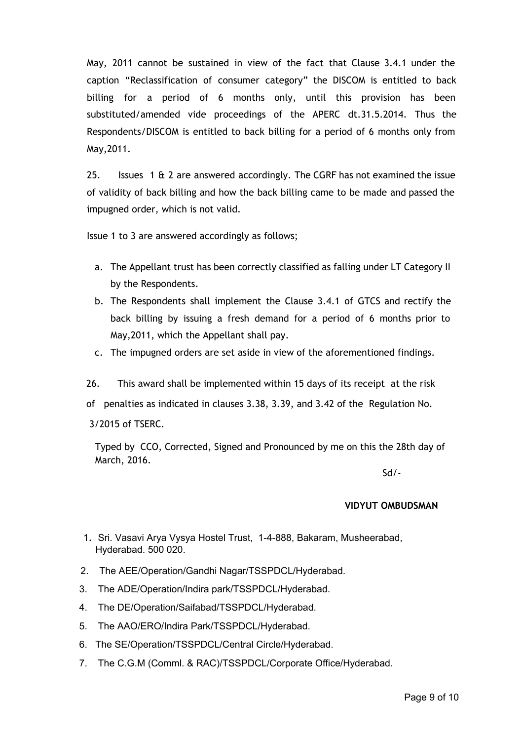May, 2011 cannot be sustained in view of the fact that Clause 3.4.1 under the caption "Reclassification of consumer category" the DISCOM is entitled to back billing for a period of 6 months only, until this provision has been substituted/amended vide proceedings of the APERC dt.31.5.2014. Thus the Respondents/DISCOM is entitled to back billing for a period of 6 months only from May,2011.

25. Issues 1 & 2 are answered accordingly. The CGRF has not examined the issue of validity of back billing and how the back billing came to be made and passed the impugned order, which is not valid.

Issue 1 to 3 are answered accordingly as follows;

a. The Appellant trust has been correctly classified as falling under LT Category II by the Respondents.
b. The Respondents shall implement the Clause 3.4.1 of GTCS and rectify the back billing by issuing a fresh demand for a period of 6 months prior to May,2011, which the Appellant shall pay.
c. The impugned orders are set aside in view of the aforementioned findings.

26. This award shall be implemented within 15 days of its receipt at the risk of penalties as indicated in clauses 3.38, 3.39, and 3.42 of the Regulation No. 3/2015 of TSERC.

Typed by CCO, Corrected, Signed and Pronounced by me on this the 28th day of March, 2016.

Sd/-

**VIDYUT OMBUDSMAN**

1. Sri. Vasavi Arya Vysya Hostel Trust, 1-4-888, Bakaram, Musheerabad, Hyderabad. 500 020.
2. The AEE/Operation/Gandhi Nagar/TSSPDCL/Hyderabad.
3. The ADE/Operation/Indira park/TSSPDCL/Hyderabad.
4. The DE/Operation/Saifabad/TSSPDCL/Hyderabad.
5. The AAO/ERO/Indira Park/TSSPDCL/Hyderabad.
6. The SE/Operation/TSSPDCL/Central Circle/Hyderabad.
7. The C.G.M (Comml. & RAC)/TSSPDCL/Corporate Office/Hyderabad.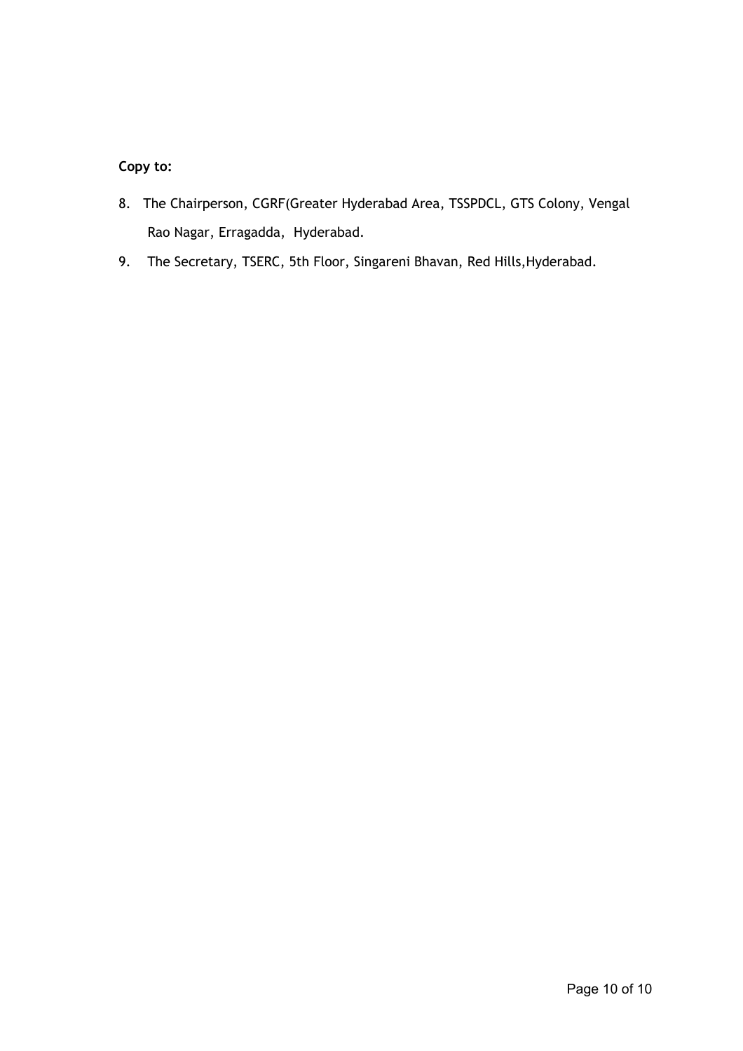**Copy to:**

8. The Chairperson, CGRF(Greater Hyderabad Area, TSSPDCL, GTS Colony, Vengal Rao Nagar, Erragadda, Hyderabad.
9. The Secretary, TSERC, 5th Floor, Singareni Bhavan, Red Hills,Hyderabad.